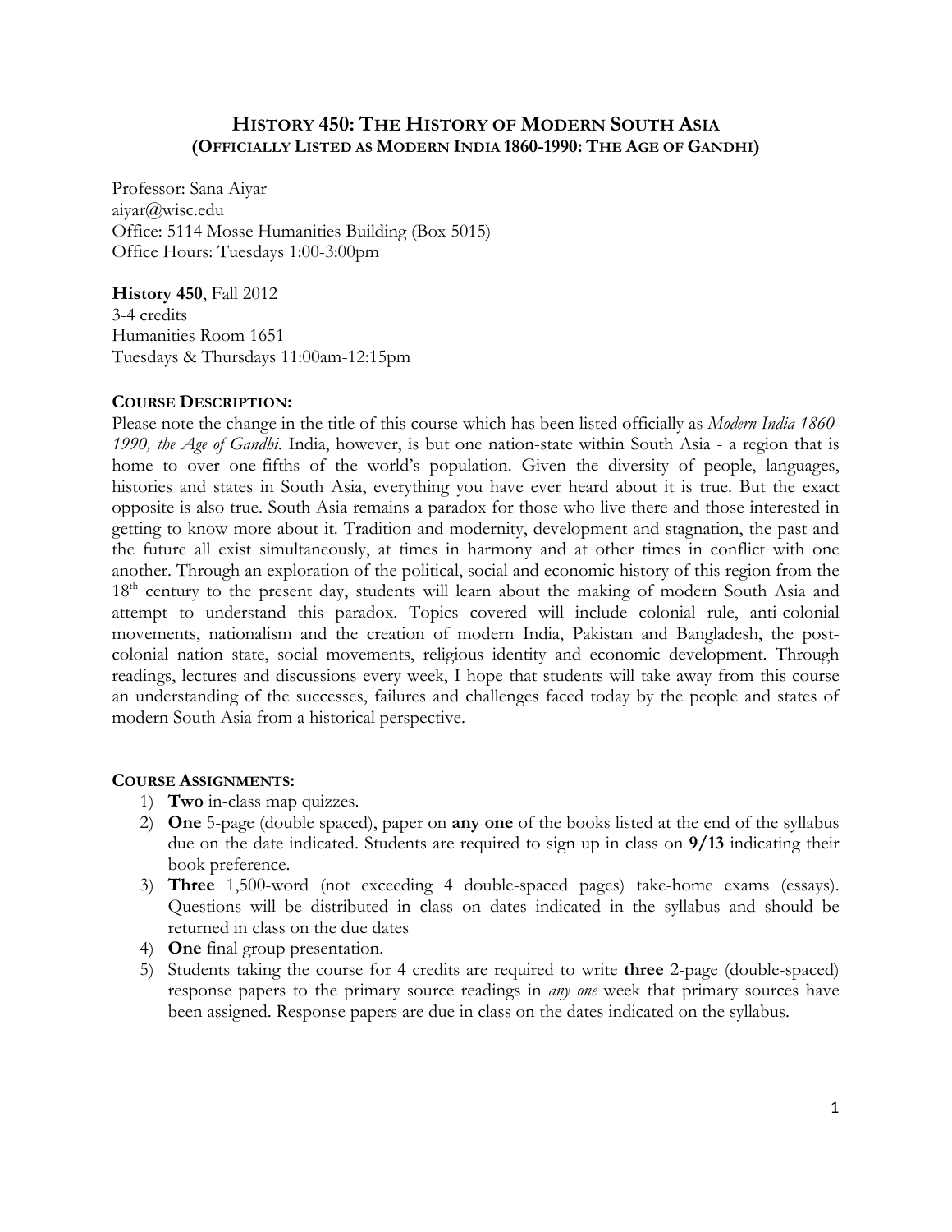# History 450: The History of Modern South Asia
## (Officially Listed as Modern India 1860-1990: The Age of Gandhi)

Professor: Sana Aiyar
aiyar@wisc.edu
Office: 5114 Mosse Humanities Building (Box 5015)
Office Hours: Tuesdays 1:00-3:00pm

**History 450**, Fall 2012
3-4 credits
Humanities Room 1651
Tuesdays & Thursdays 11:00am-12:15pm

### Course Description:

Please note the change in the title of this course which has been listed officially as *Modern India 1860-1990, the Age of Gandhi*. India, however, is but one nation-state within South Asia - a region that is home to over one-fifths of the world's population. Given the diversity of people, languages, histories and states in South Asia, everything you have ever heard about it is true. But the exact opposite is also true. South Asia remains a paradox for those who live there and those interested in getting to know more about it. Tradition and modernity, development and stagnation, the past and the future all exist simultaneously, at times in harmony and at other times in conflict with one another. Through an exploration of the political, social and economic history of this region from the 18th century to the present day, students will learn about the making of modern South Asia and attempt to understand this paradox. Topics covered will include colonial rule, anti-colonial movements, nationalism and the creation of modern India, Pakistan and Bangladesh, the post-colonial nation state, social movements, religious identity and economic development. Through readings, lectures and discussions every week, I hope that students will take away from this course an understanding of the successes, failures and challenges faced today by the people and states of modern South Asia from a historical perspective.

### Course Assignments:

1) **Two** in-class map quizzes.
2) **One** 5-page (double spaced), paper on **any one** of the books listed at the end of the syllabus due on the date indicated. Students are required to sign up in class on **9/13** indicating their book preference.
3) **Three** 1,500-word (not exceeding 4 double-spaced pages) take-home exams (essays). Questions will be distributed in class on dates indicated in the syllabus and should be returned in class on the due dates
4) **One** final group presentation.
5) Students taking the course for 4 credits are required to write **three** 2-page (double-spaced) response papers to the primary source readings in *any one* week that primary sources have been assigned. Response papers are due in class on the dates indicated on the syllabus.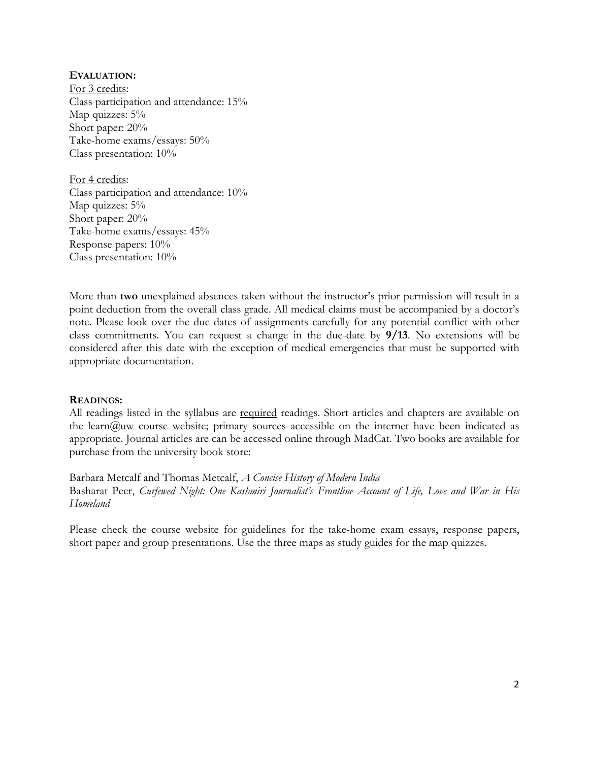## EVALUATION:

<u>For 3 credits</u>:
Class participation and attendance: 15%
Map quizzes: 5%
Short paper: 20%
Take-home exams/essays: 50%
Class presentation: 10%

<u>For 4 credits</u>:
Class participation and attendance: 10%
Map quizzes: 5%
Short paper: 20%
Take-home exams/essays: 45%
Response papers: 10%
Class presentation: 10%

More than **two** unexplained absences taken without the instructor's prior permission will result in a point deduction from the overall class grade. All medical claims must be accompanied by a doctor's note. Please look over the due dates of assignments carefully for any potential conflict with other class commitments. You can request a change in the due-date by **9/13**. No extensions will be considered after this date with the exception of medical emergencies that must be supported with appropriate documentation.

## READINGS:

All readings listed in the syllabus are <u>required</u> readings. Short articles and chapters are available on the learn@uw course website; primary sources accessible on the internet have been indicated as appropriate. Journal articles are can be accessed online through MadCat. Two books are available for purchase from the university book store:

Barbara Metcalf and Thomas Metcalf, *A Concise History of Modern India*
Basharat Peer, *Curfewed Night: One Kashmiri Journalist's Frontline Account of Life, Love and War in His Homeland*

Please check the course website for guidelines for the take-home exam essays, response papers, short paper and group presentations. Use the three maps as study guides for the map quizzes.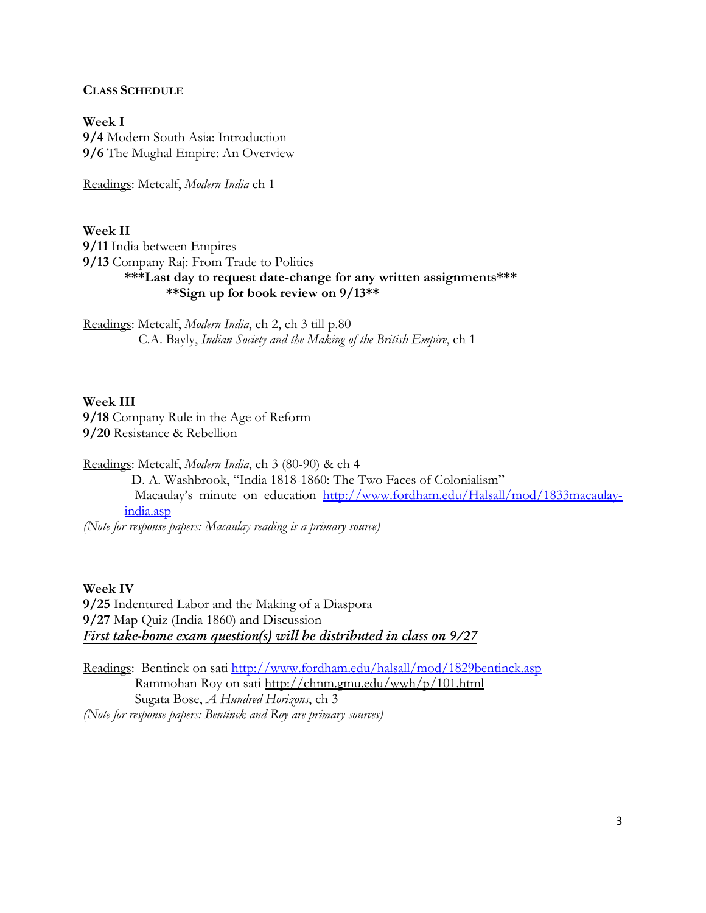## Class Schedule

**Week I**
**9/4** Modern South Asia: Introduction
**9/6** The Mughal Empire: An Overview

Readings: Metcalf, *Modern India* ch 1

**Week II**
**9/11** India between Empires
**9/13** Company Raj: From Trade to Politics
**\*\*\*Last day to request date-change for any written assignments\*\*\***
**\*\*Sign up for book review on 9/13\*\***

Readings: Metcalf, *Modern India*, ch 2, ch 3 till p.80
C.A. Bayly, *Indian Society and the Making of the British Empire*, ch 1

**Week III**
**9/18** Company Rule in the Age of Reform
**9/20** Resistance & Rebellion

Readings: Metcalf, *Modern India*, ch 3 (80-90) & ch 4
D. A. Washbrook, "India 1818-1860: The Two Faces of Colonialism"
Macaulay's minute on education http://www.fordham.edu/Halsall/mod/1833macaulay-india.asp
*(Note for response papers: Macaulay reading is a primary source)*

**Week IV**
**9/25** Indentured Labor and the Making of a Diaspora
**9/27** Map Quiz (India 1860) and Discussion
***First take-home exam question(s) will be distributed in class on 9/27***

Readings: Bentinck on sati http://www.fordham.edu/halsall/mod/1829bentinck.asp
Rammohan Roy on sati http://chnm.gmu.edu/wwh/p/101.html
Sugata Bose, *A Hundred Horizons*, ch 3
*(Note for response papers: Bentinck and Roy are primary sources)*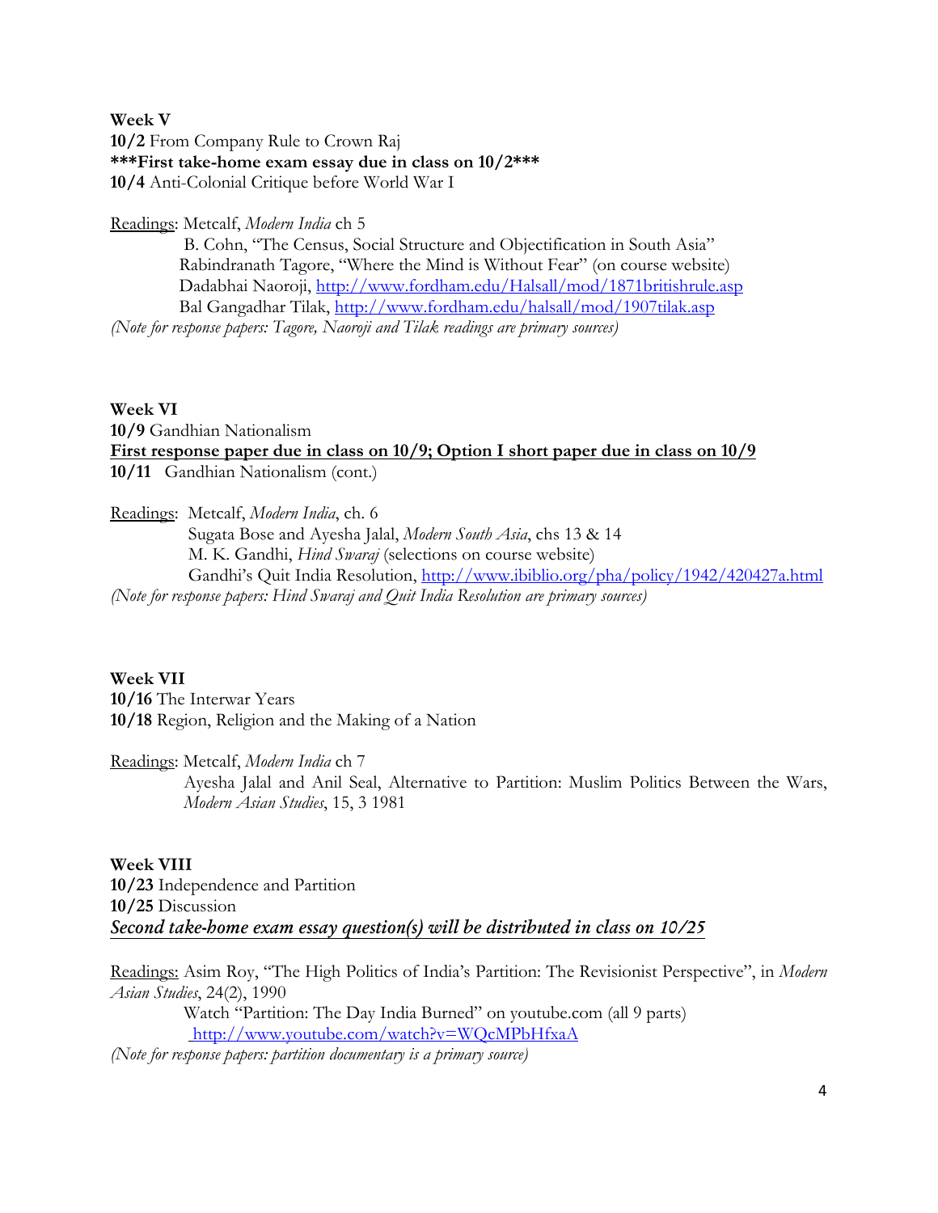**Week V**
**10/2** From Company Rule to Crown Raj
**\*\*\*First take-home exam essay due in class on 10/2\*\*\***
**10/4** Anti-Colonial Critique before World War I

Readings: Metcalf, *Modern India* ch 5
B. Cohn, "The Census, Social Structure and Objectification in South Asia"
Rabindranath Tagore, "Where the Mind is Without Fear" (on course website)
Dadabhai Naoroji, http://www.fordham.edu/Halsall/mod/1871britishrule.asp
Bal Gangadhar Tilak, http://www.fordham.edu/halsall/mod/1907tilak.asp
*(Note for response papers: Tagore, Naoroji and Tilak readings are primary sources)*

**Week VI**
**10/9** Gandhian Nationalism
**First response paper due in class on 10/9; Option I short paper due in class on 10/9**
**10/11** Gandhian Nationalism (cont.)

Readings: Metcalf, *Modern India*, ch. 6
Sugata Bose and Ayesha Jalal, *Modern South Asia*, chs 13 & 14
M. K. Gandhi, *Hind Swaraj* (selections on course website)
Gandhi's Quit India Resolution, http://www.ibiblio.org/pha/policy/1942/420427a.html
*(Note for response papers: Hind Swaraj and Quit India Resolution are primary sources)*

**Week VII**
**10/16** The Interwar Years
**10/18** Region, Religion and the Making of a Nation

Readings: Metcalf, *Modern India* ch 7
Ayesha Jalal and Anil Seal, Alternative to Partition: Muslim Politics Between the Wars, *Modern Asian Studies*, 15, 3 1981

**Week VIII**
**10/23** Independence and Partition
**10/25** Discussion
***Second take-home exam essay question(s) will be distributed in class on 10/25***

Readings: Asim Roy, "The High Politics of India's Partition: The Revisionist Perspective", in *Modern Asian Studies*, 24(2), 1990
Watch "Partition: The Day India Burned" on youtube.com (all 9 parts)
http://www.youtube.com/watch?v=WQcMPbHfxaA
*(Note for response papers: partition documentary is a primary source)*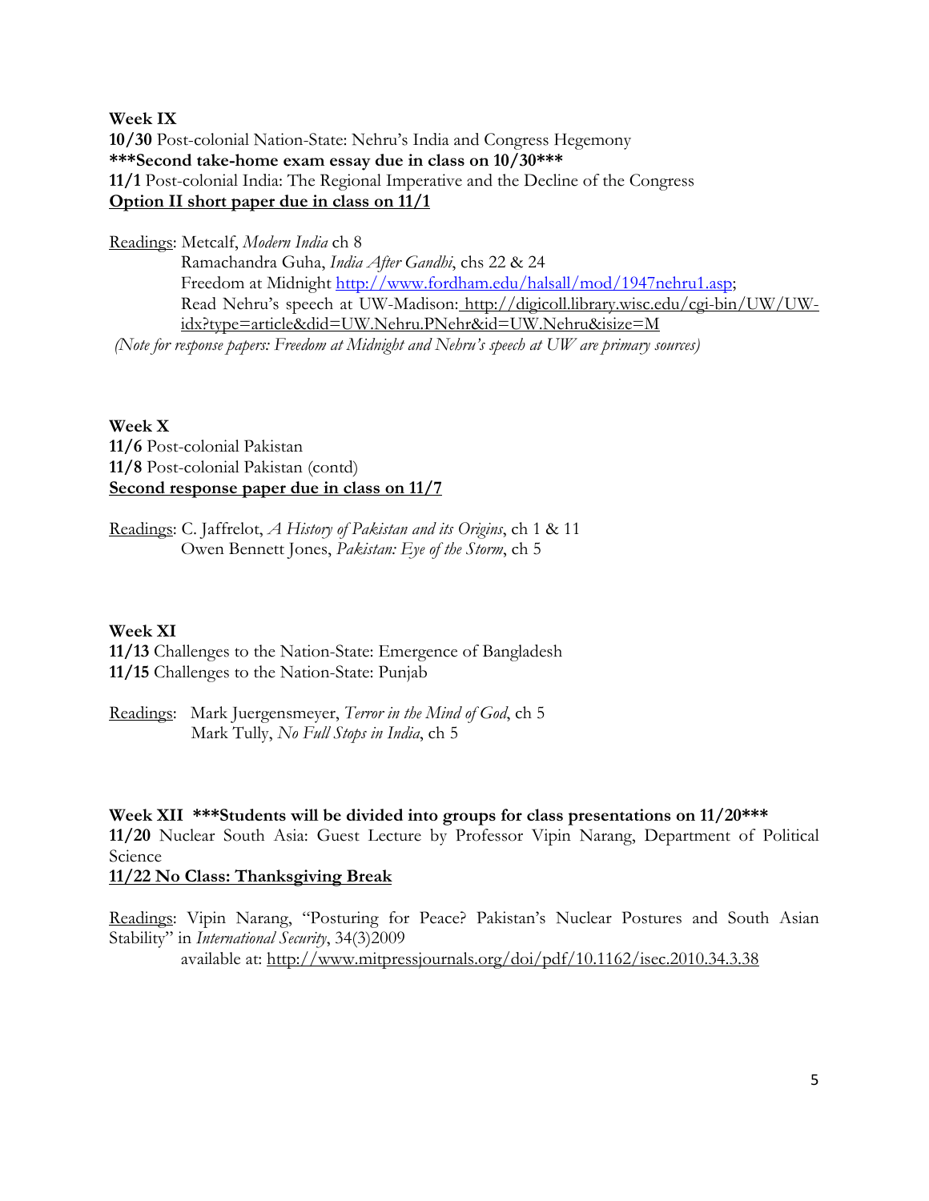**Week IX**
**10/30** Post-colonial Nation-State: Nehru's India and Congress Hegemony
**\*\*\*Second take-home exam essay due in class on 10/30\*\*\***
**11/1** Post-colonial India: The Regional Imperative and the Decline of the Congress
**<u>Option II short paper due in class on 11/1</u>**

<u>Readings</u>: Metcalf, *Modern India* ch 8
Ramachandra Guha, *India After Gandhi*, chs 22 & 24
Freedom at Midnight http://www.fordham.edu/halsall/mod/1947nehru1.asp;
Read Nehru's speech at UW-Madison: http://digicoll.library.wisc.edu/cgi-bin/UW/UW-idx?type=article&did=UW.Nehru.PNehr&id=UW.Nehru&isize=M
*(Note for response papers: Freedom at Midnight and Nehru's speech at UW are primary sources)*

**Week X**
**11/6** Post-colonial Pakistan
**11/8** Post-colonial Pakistan (contd)
**<u>Second response paper due in class on 11/7</u>**

<u>Readings</u>: C. Jaffrelot, *A History of Pakistan and its Origins*, ch 1 & 11
Owen Bennett Jones, *Pakistan: Eye of the Storm*, ch 5

**Week XI**
**11/13** Challenges to the Nation-State: Emergence of Bangladesh
**11/15** Challenges to the Nation-State: Punjab

<u>Readings</u>: Mark Juergensmeyer, *Terror in the Mind of God*, ch 5
Mark Tully, *No Full Stops in India*, ch 5

**Week XII \*\*\*Students will be divided into groups for class presentations on 11/20\*\*\***
**11/20** Nuclear South Asia: Guest Lecture by Professor Vipin Narang, Department of Political Science
**<u>11/22 No Class: Thanksgiving Break</u>**

<u>Readings</u>: Vipin Narang, "Posturing for Peace? Pakistan's Nuclear Postures and South Asian Stability" in *International Security*, 34(3)2009
available at: http://www.mitpressjournals.org/doi/pdf/10.1162/isec.2010.34.3.38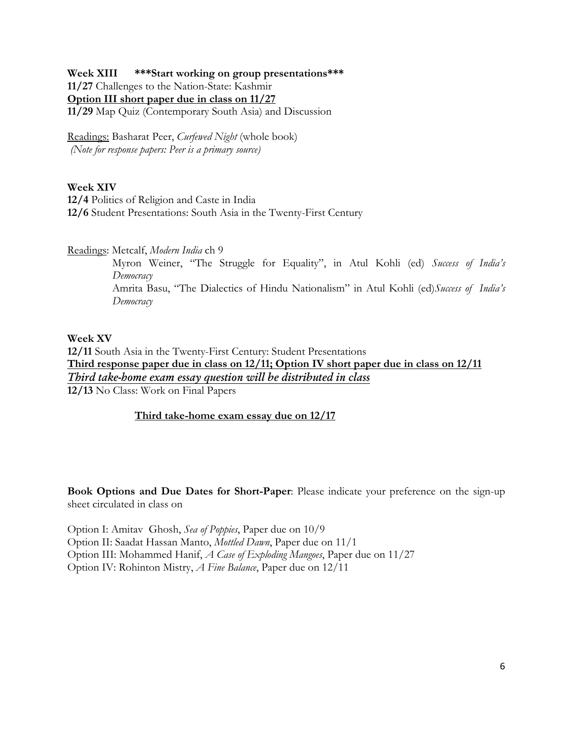**Week XIII  \*\*\*Start working on group presentations\*\*\***

**11/27** Challenges to the Nation-State: Kashmir

**Option III short paper due in class on 11/27**

**11/29** Map Quiz (Contemporary South Asia) and Discussion

Readings: Basharat Peer, *Curfewed Night* (whole book)
*(Note for response papers: Peer is a primary source)*

**Week XIV**

**12/4** Politics of Religion and Caste in India

**12/6** Student Presentations: South Asia in the Twenty-First Century

Readings: Metcalf, *Modern India* ch 9

Myron Weiner, "The Struggle for Equality", in Atul Kohli (ed) *Success of India's Democracy*

Amrita Basu, "The Dialectics of Hindu Nationalism" in Atul Kohli (ed)*Success of India's Democracy*

**Week XV**

**12/11** South Asia in the Twenty-First Century: Student Presentations

**Third response paper due in class on 12/11; Option IV short paper due in class on 12/11**

***Third take-home exam essay question will be distributed in class***

**12/13** No Class: Work on Final Papers

**Third take-home exam essay due on 12/17**

**Book Options and Due Dates for Short-Paper**: Please indicate your preference on the sign-up sheet circulated in class on

Option I: Amitav Ghosh, *Sea of Poppies*, Paper due on 10/9

Option II: Saadat Hassan Manto, *Mottled Dawn*, Paper due on 11/1

Option III: Mohammed Hanif, *A Case of Exploding Mangoes*, Paper due on 11/27

Option IV: Rohinton Mistry, *A Fine Balance*, Paper due on 12/11